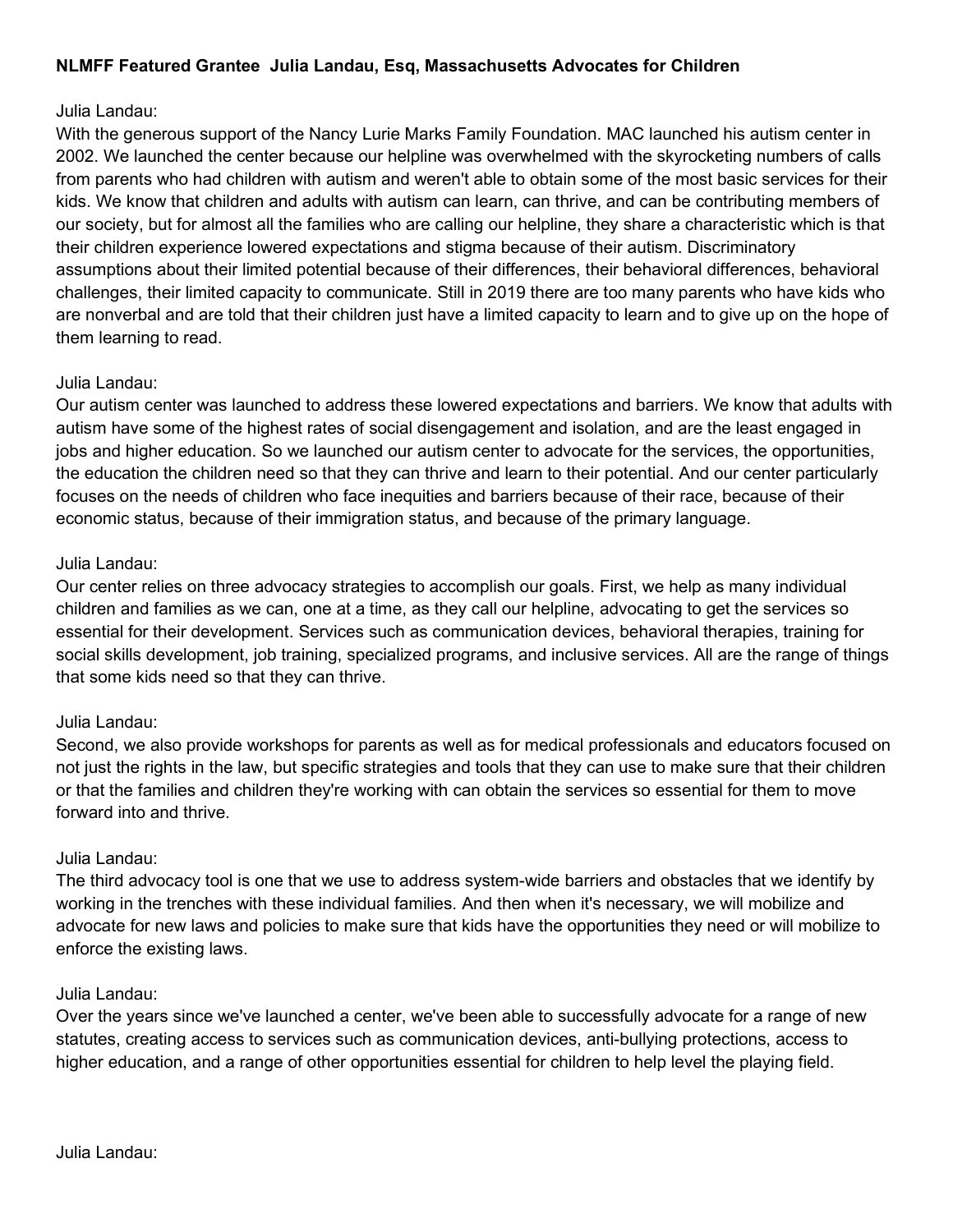**NLMFF Featured Grantee Julia Landau, Esq, Massachusetts Advocates for Children**

Julia Landau:
With the generous support of the Nancy Lurie Marks Family Foundation. MAC launched his autism center in 2002. We launched the center because our helpline was overwhelmed with the skyrocketing numbers of calls from parents who had children with autism and weren't able to obtain some of the most basic services for their kids. We know that children and adults with autism can learn, can thrive, and can be contributing members of our society, but for almost all the families who are calling our helpline, they share a characteristic which is that their children experience lowered expectations and stigma because of their autism. Discriminatory assumptions about their limited potential because of their differences, their behavioral differences, behavioral challenges, their limited capacity to communicate. Still in 2019 there are too many parents who have kids who are nonverbal and are told that their children just have a limited capacity to learn and to give up on the hope of them learning to read.

Julia Landau:
Our autism center was launched to address these lowered expectations and barriers. We know that adults with autism have some of the highest rates of social disengagement and isolation, and are the least engaged in jobs and higher education. So we launched our autism center to advocate for the services, the opportunities, the education the children need so that they can thrive and learn to their potential. And our center particularly focuses on the needs of children who face inequities and barriers because of their race, because of their economic status, because of their immigration status, and because of the primary language.

Julia Landau:
Our center relies on three advocacy strategies to accomplish our goals. First, we help as many individual children and families as we can, one at a time, as they call our helpline, advocating to get the services so essential for their development. Services such as communication devices, behavioral therapies, training for social skills development, job training, specialized programs, and inclusive services. All are the range of things that some kids need so that they can thrive.

Julia Landau:
Second, we also provide workshops for parents as well as for medical professionals and educators focused on not just the rights in the law, but specific strategies and tools that they can use to make sure that their children or that the families and children they're working with can obtain the services so essential for them to move forward into and thrive.

Julia Landau:
The third advocacy tool is one that we use to address system-wide barriers and obstacles that we identify by working in the trenches with these individual families. And then when it's necessary, we will mobilize and advocate for new laws and policies to make sure that kids have the opportunities they need or will mobilize to enforce the existing laws.

Julia Landau:
Over the years since we've launched a center, we've been able to successfully advocate for a range of new statutes, creating access to services such as communication devices, anti-bullying protections, access to higher education, and a range of other opportunities essential for children to help level the playing field.

Julia Landau: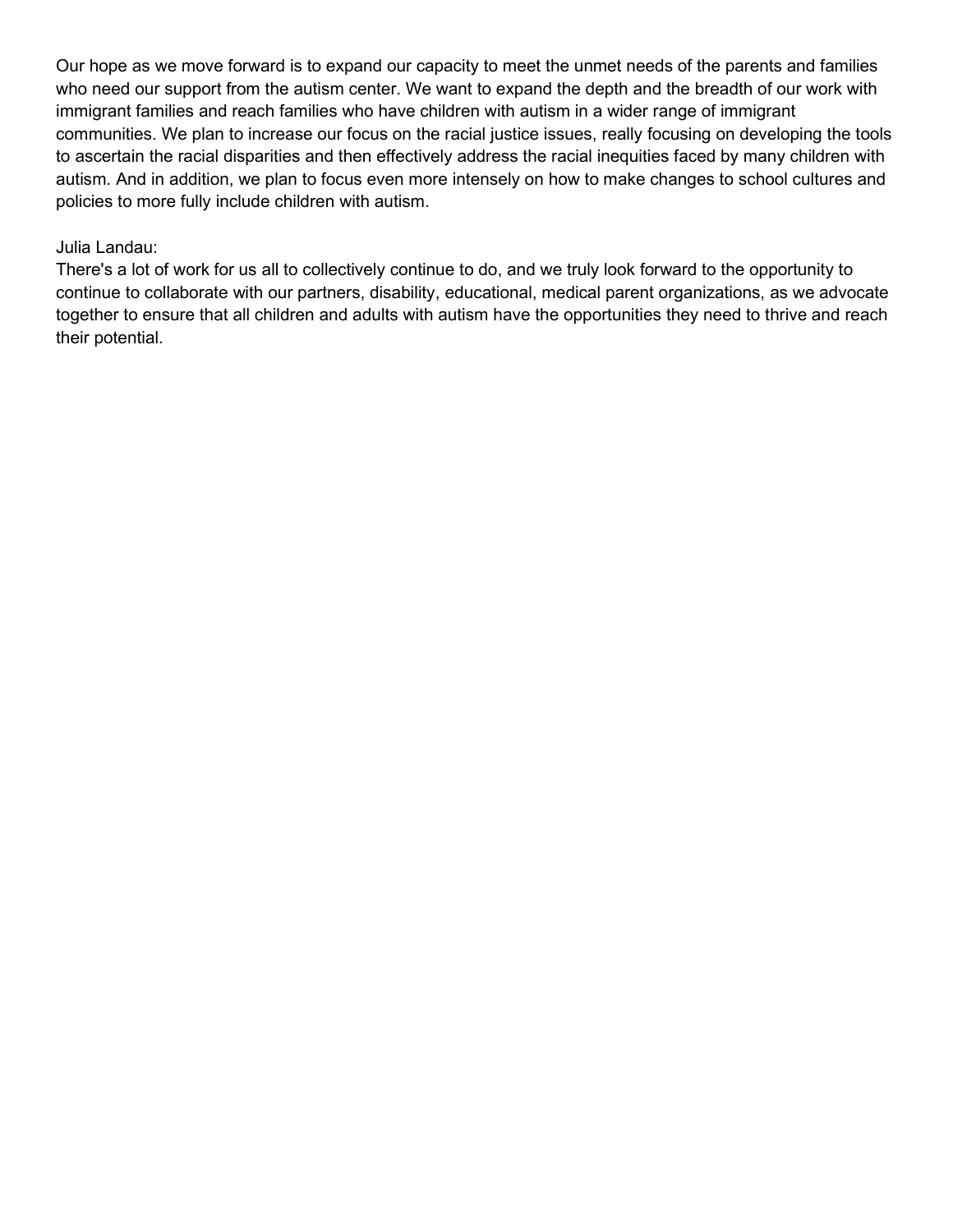Our hope as we move forward is to expand our capacity to meet the unmet needs of the parents and families who need our support from the autism center. We want to expand the depth and the breadth of our work with immigrant families and reach families who have children with autism in a wider range of immigrant communities. We plan to increase our focus on the racial justice issues, really focusing on developing the tools to ascertain the racial disparities and then effectively address the racial inequities faced by many children with autism. And in addition, we plan to focus even more intensely on how to make changes to school cultures and policies to more fully include children with autism.

Julia Landau:

There's a lot of work for us all to collectively continue to do, and we truly look forward to the opportunity to continue to collaborate with our partners, disability, educational, medical parent organizations, as we advocate together to ensure that all children and adults with autism have the opportunities they need to thrive and reach their potential.